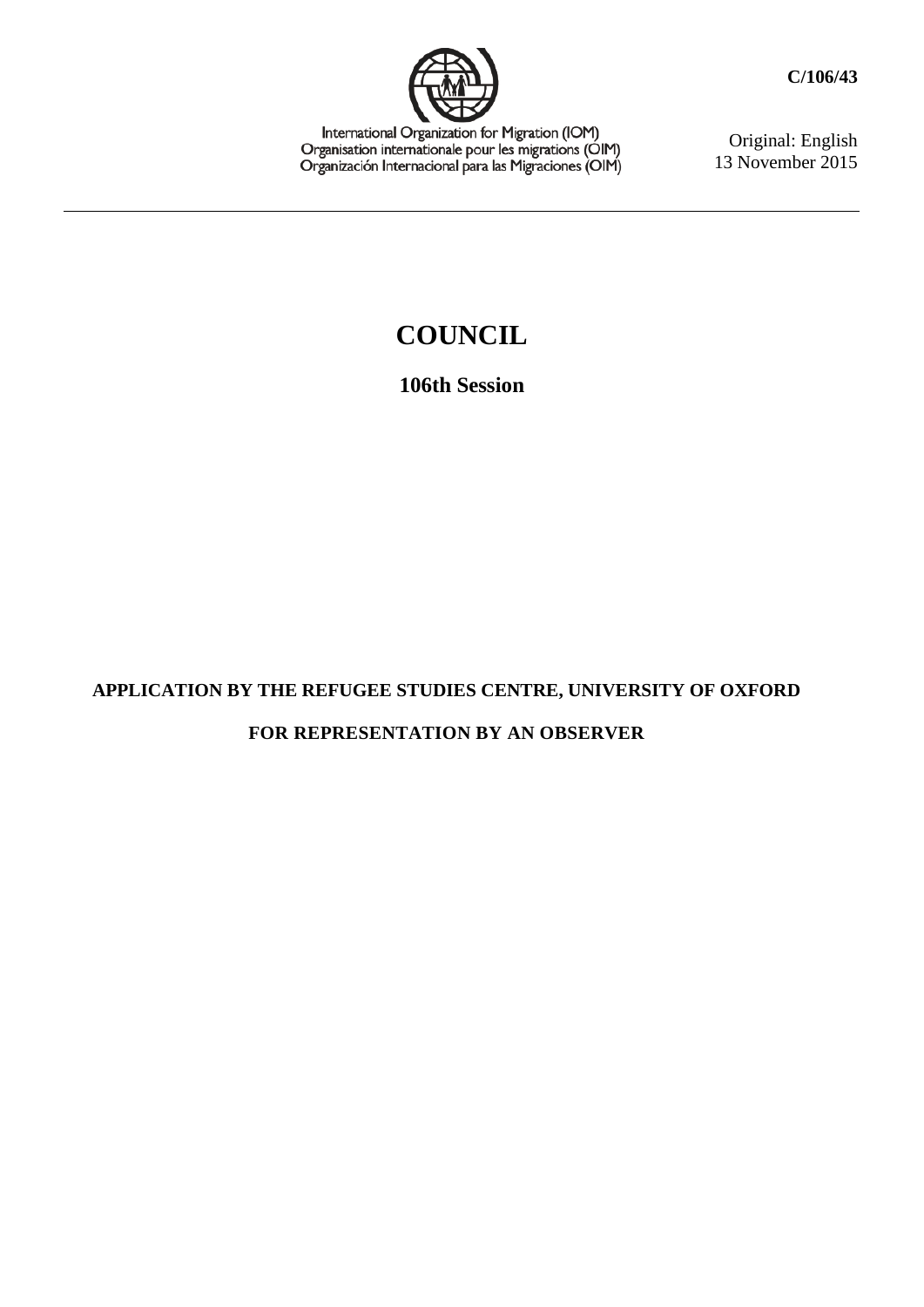International Organization for Migration (IOM)
Organisation internationale pour les migrations (OIM)
Organización Internacional para las Migraciones (OIM)

**C/106/43**

Original: English
13 November 2015

# COUNCIL

## 106th Session

**APPLICATION BY THE REFUGEE STUDIES CENTRE, UNIVERSITY OF OXFORD**

**FOR REPRESENTATION BY AN OBSERVER**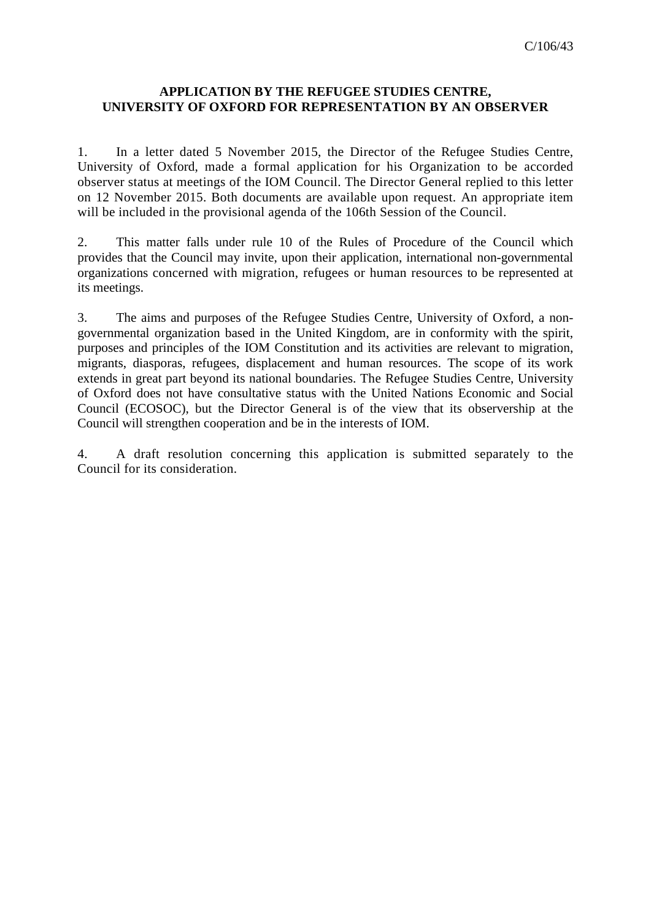**APPLICATION BY THE REFUGEE STUDIES CENTRE,
UNIVERSITY OF OXFORD FOR REPRESENTATION BY AN OBSERVER**

1. In a letter dated 5 November 2015, the Director of the Refugee Studies Centre, University of Oxford, made a formal application for his Organization to be accorded observer status at meetings of the IOM Council. The Director General replied to this letter on 12 November 2015. Both documents are available upon request. An appropriate item will be included in the provisional agenda of the 106th Session of the Council.

2. This matter falls under rule 10 of the Rules of Procedure of the Council which provides that the Council may invite, upon their application, international non-governmental organizations concerned with migration, refugees or human resources to be represented at its meetings.

3. The aims and purposes of the Refugee Studies Centre, University of Oxford, a non-governmental organization based in the United Kingdom, are in conformity with the spirit, purposes and principles of the IOM Constitution and its activities are relevant to migration, migrants, diasporas, refugees, displacement and human resources. The scope of its work extends in great part beyond its national boundaries. The Refugee Studies Centre, University of Oxford does not have consultative status with the United Nations Economic and Social Council (ECOSOC), but the Director General is of the view that its observership at the Council will strengthen cooperation and be in the interests of IOM.

4. A draft resolution concerning this application is submitted separately to the Council for its consideration.